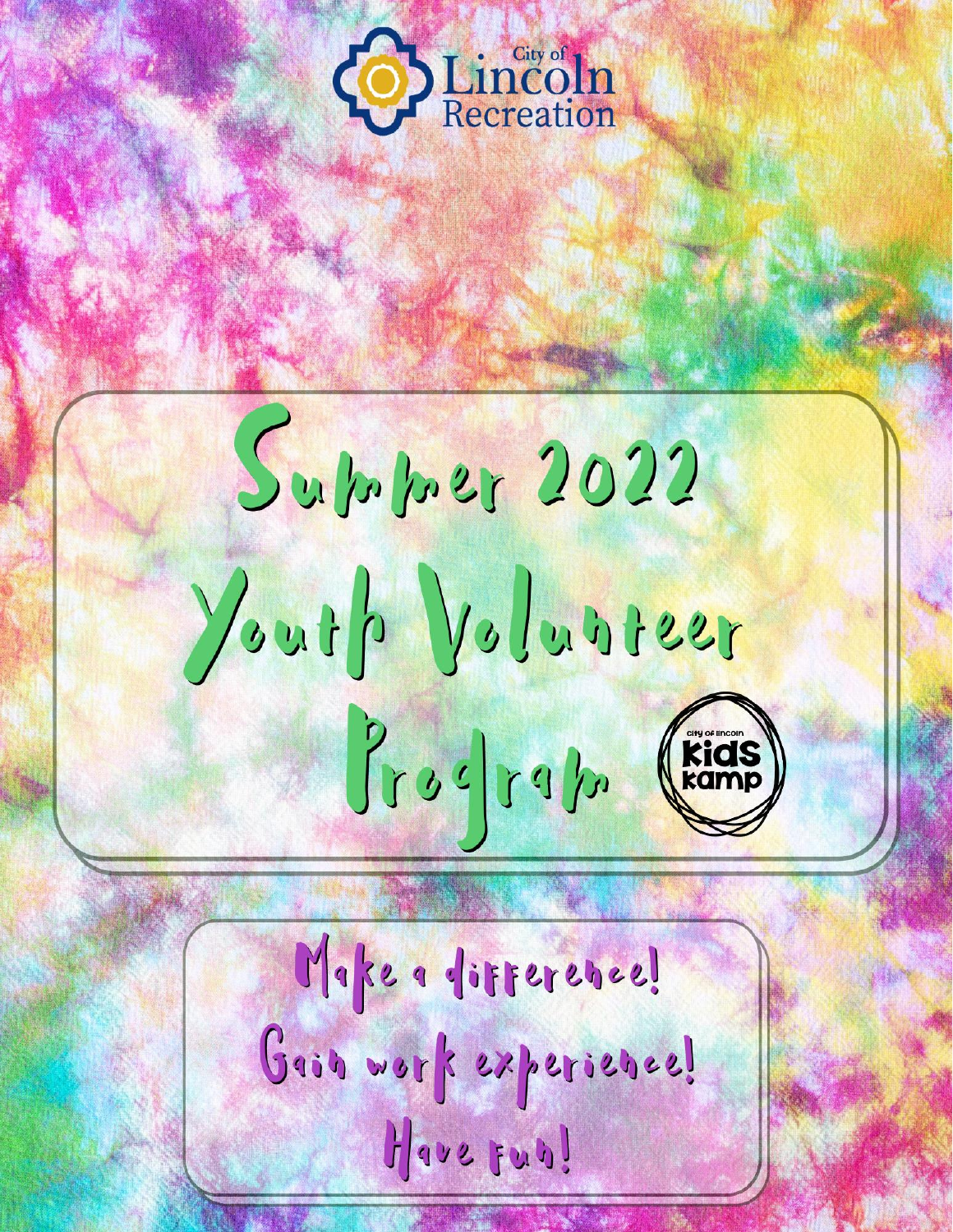City of Lincoln Recreation

# Summer 2022 Youth Volunteer Program

city of lincoln kids kamp

Make a difference!

Gain work experience!

Have fun!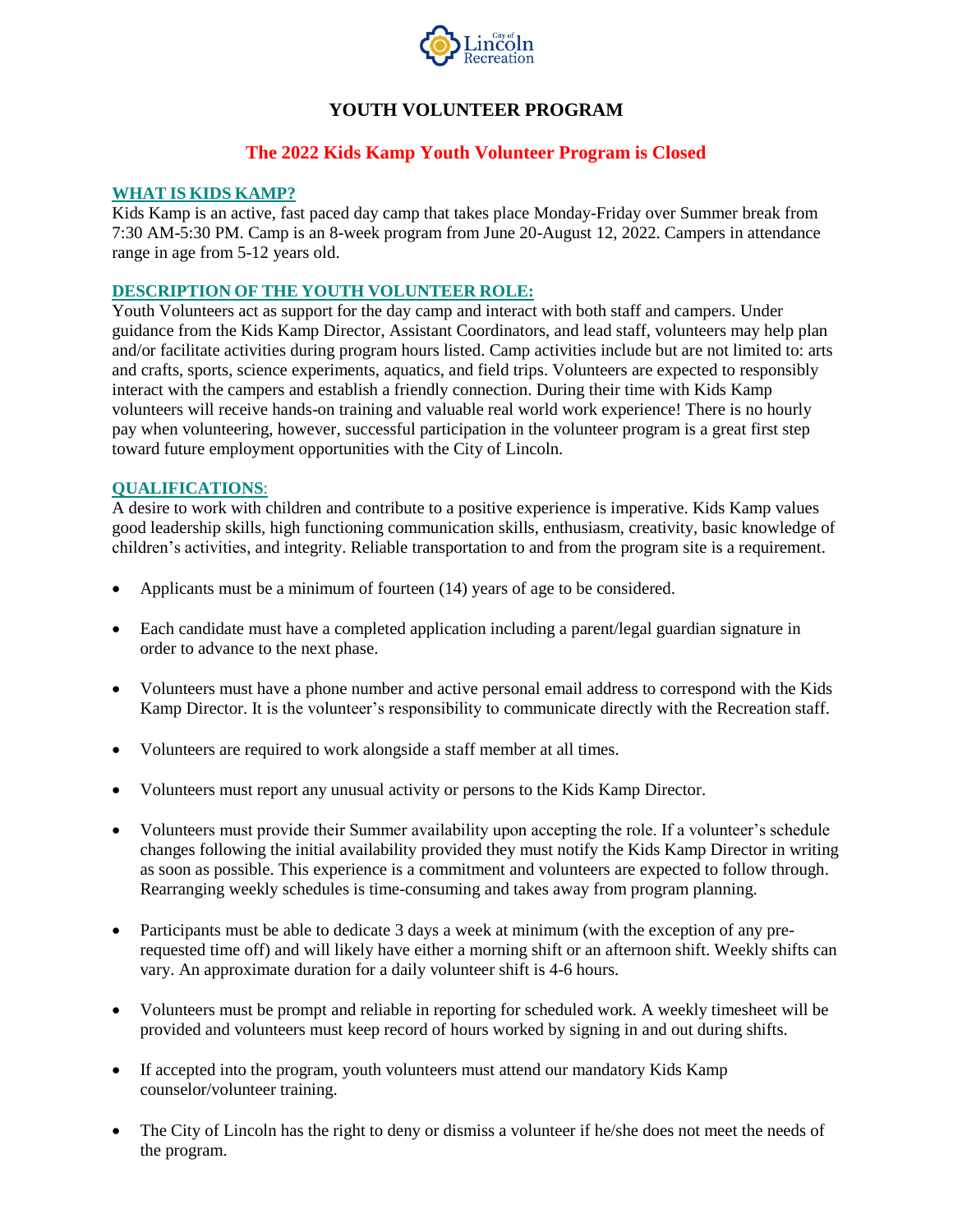# YOUTH VOLUNTEER PROGRAM

## The 2022 Kids Kamp Youth Volunteer Program is Closed

### WHAT IS KIDS KAMP?

Kids Kamp is an active, fast paced day camp that takes place Monday-Friday over Summer break from 7:30 AM-5:30 PM. Camp is an 8-week program from June 20-August 12, 2022. Campers in attendance range in age from 5-12 years old.

### DESCRIPTION OF THE YOUTH VOLUNTEER ROLE:

Youth Volunteers act as support for the day camp and interact with both staff and campers. Under guidance from the Kids Kamp Director, Assistant Coordinators, and lead staff, volunteers may help plan and/or facilitate activities during program hours listed. Camp activities include but are not limited to: arts and crafts, sports, science experiments, aquatics, and field trips. Volunteers are expected to responsibly interact with the campers and establish a friendly connection. During their time with Kids Kamp volunteers will receive hands-on training and valuable real world work experience! There is no hourly pay when volunteering, however, successful participation in the volunteer program is a great first step toward future employment opportunities with the City of Lincoln.

### QUALIFICATIONS:

A desire to work with children and contribute to a positive experience is imperative. Kids Kamp values good leadership skills, high functioning communication skills, enthusiasm, creativity, basic knowledge of children's activities, and integrity. Reliable transportation to and from the program site is a requirement.

- Applicants must be a minimum of fourteen (14) years of age to be considered.
- Each candidate must have a completed application including a parent/legal guardian signature in order to advance to the next phase.
- Volunteers must have a phone number and active personal email address to correspond with the Kids Kamp Director. It is the volunteer's responsibility to communicate directly with the Recreation staff.
- Volunteers are required to work alongside a staff member at all times.
- Volunteers must report any unusual activity or persons to the Kids Kamp Director.
- Volunteers must provide their Summer availability upon accepting the role. If a volunteer's schedule changes following the initial availability provided they must notify the Kids Kamp Director in writing as soon as possible. This experience is a commitment and volunteers are expected to follow through. Rearranging weekly schedules is time-consuming and takes away from program planning.
- Participants must be able to dedicate 3 days a week at minimum (with the exception of any pre-requested time off) and will likely have either a morning shift or an afternoon shift. Weekly shifts can vary. An approximate duration for a daily volunteer shift is 4-6 hours.
- Volunteers must be prompt and reliable in reporting for scheduled work. A weekly timesheet will be provided and volunteers must keep record of hours worked by signing in and out during shifts.
- If accepted into the program, youth volunteers must attend our mandatory Kids Kamp counselor/volunteer training.
- The City of Lincoln has the right to deny or dismiss a volunteer if he/she does not meet the needs of the program.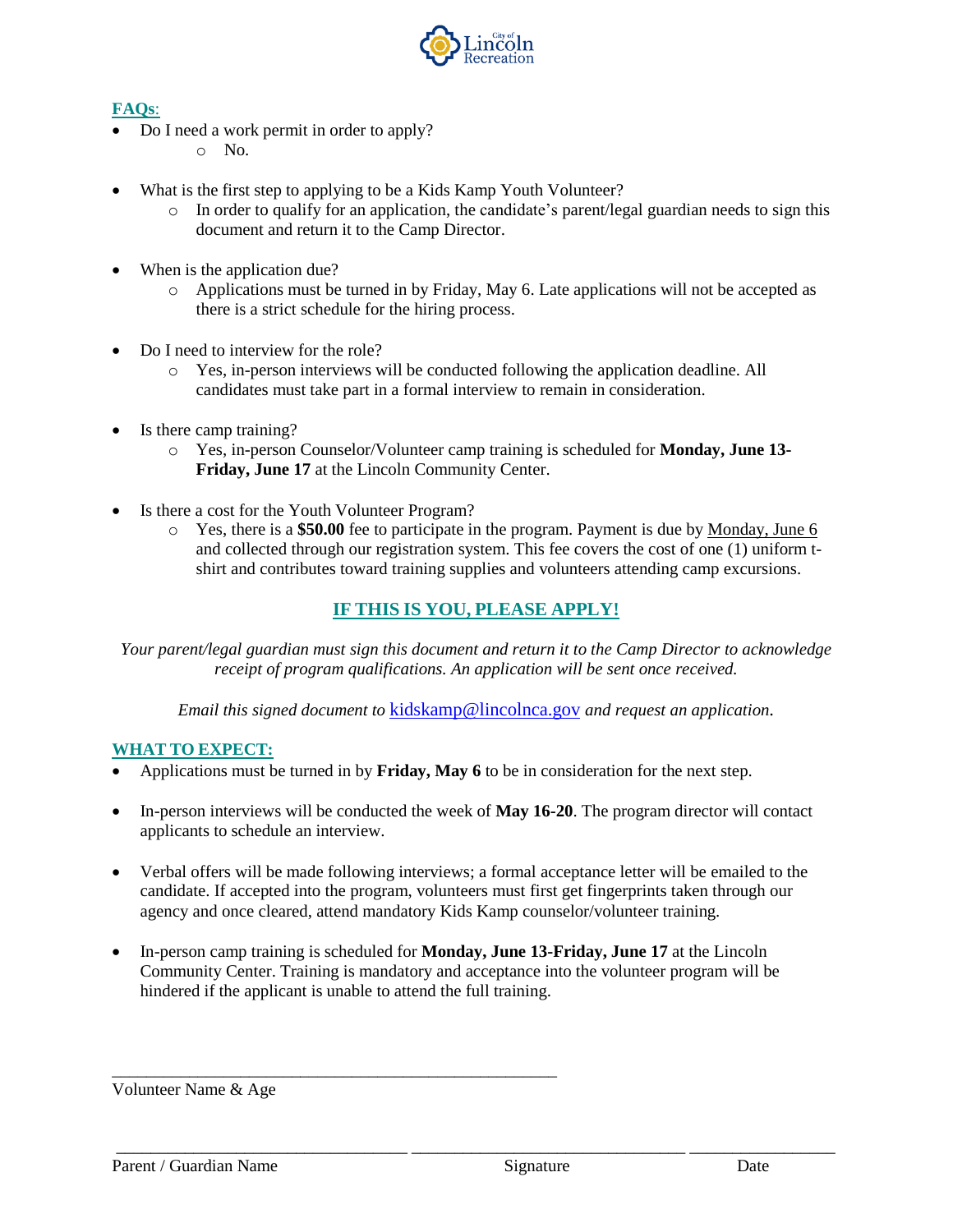## FAQs:

- Do I need a work permit in order to apply?
  - No.

- What is the first step to applying to be a Kids Kamp Youth Volunteer?
  - In order to qualify for an application, the candidate's parent/legal guardian needs to sign this document and return it to the Camp Director.

- When is the application due?
  - Applications must be turned in by Friday, May 6. Late applications will not be accepted as there is a strict schedule for the hiring process.

- Do I need to interview for the role?
  - Yes, in-person interviews will be conducted following the application deadline. All candidates must take part in a formal interview to remain in consideration.

- Is there camp training?
  - Yes, in-person Counselor/Volunteer camp training is scheduled for **Monday, June 13-Friday, June 17** at the Lincoln Community Center.

- Is there a cost for the Youth Volunteer Program?
  - Yes, there is a **$50.00** fee to participate in the program. Payment is due by Monday, June 6 and collected through our registration system. This fee covers the cost of one (1) uniform t-shirt and contributes toward training supplies and volunteers attending camp excursions.

## IF THIS IS YOU, PLEASE APPLY!

*Your parent/legal guardian must sign this document and return it to the Camp Director to acknowledge receipt of program qualifications. An application will be sent once received.*

*Email this signed document to* kidskamp@lincolnca.gov *and request an application.*

## WHAT TO EXPECT:

- Applications must be turned in by **Friday, May 6** to be in consideration for the next step.

- In-person interviews will be conducted the week of **May 16-20**. The program director will contact applicants to schedule an interview.

- Verbal offers will be made following interviews; a formal acceptance letter will be emailed to the candidate. If accepted into the program, volunteers must first get fingerprints taken through our agency and once cleared, attend mandatory Kids Kamp counselor/volunteer training.

- In-person camp training is scheduled for **Monday, June 13-Friday, June 17** at the Lincoln Community Center. Training is mandatory and acceptance into the volunteer program will be hindered if the applicant is unable to attend the full training.

______________________________________________
Volunteer Name & Age

______________________________ ______________________________ ________________
Parent / Guardian Name Signature Date